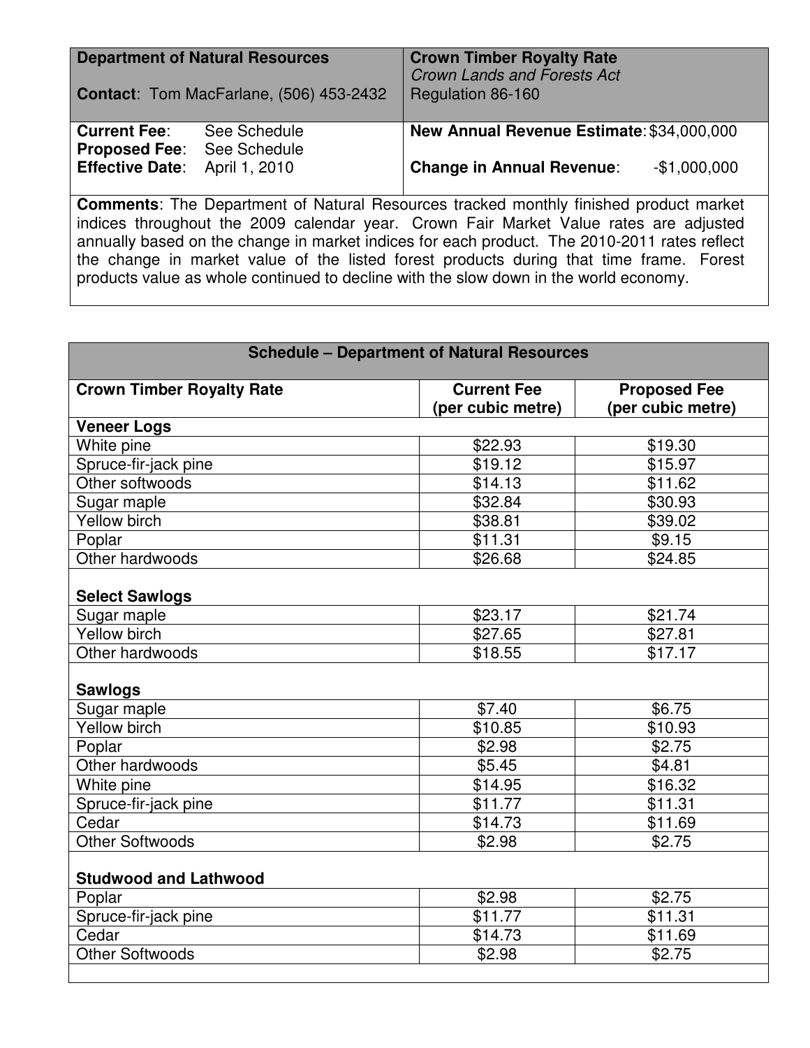| **Department of Natural Resources**<br><br>**Contact**: Tom MacFarlane, (506) 453-2432 | **Crown Timber Royalty Rate**<br>*Crown Lands and Forests Act*<br>Regulation 86-160 |
|---|---|
| **Current Fee**: See Schedule<br>**Proposed Fee**: See Schedule<br>**Effective Date**: April 1, 2010 | **New Annual Revenue Estimate**: $34,000,000<br><br>**Change in Annual Revenue**: -$1,000,000 |

**Comments**: The Department of Natural Resources tracked monthly finished product market indices throughout the 2009 calendar year. Crown Fair Market Value rates are adjusted annually based on the change in market indices for each product. The 2010-2011 rates reflect the change in market value of the listed forest products during that time frame. Forest products value as whole continued to decline with the slow down in the world economy.

**Schedule – Department of Natural Resources**

| Crown Timber Royalty Rate | Current Fee (per cubic metre) | Proposed Fee (per cubic metre) |
|---|---|---|
| **Veneer Logs** | | |
| White pine | $22.93 | $19.30 |
| Spruce-fir-jack pine | $19.12 | $15.97 |
| Other softwoods | $14.13 | $11.62 |
| Sugar maple | $32.84 | $30.93 |
| Yellow birch | $38.81 | $39.02 |
| Poplar | $11.31 | $9.15 |
| Other hardwoods | $26.68 | $24.85 |
| **Select Sawlogs** | | |
| Sugar maple | $23.17 | $21.74 |
| Yellow birch | $27.65 | $27.81 |
| Other hardwoods | $18.55 | $17.17 |
| **Sawlogs** | | |
| Sugar maple | $7.40 | $6.75 |
| Yellow birch | $10.85 | $10.93 |
| Poplar | $2.98 | $2.75 |
| Other hardwoods | $5.45 | $4.81 |
| White pine | $14.95 | $16.32 |
| Spruce-fir-jack pine | $11.77 | $11.31 |
| Cedar | $14.73 | $11.69 |
| Other Softwoods | $2.98 | $2.75 |
| **Studwood and Lathwood** | | |
| Poplar | $2.98 | $2.75 |
| Spruce-fir-jack pine | $11.77 | $11.31 |
| Cedar | $14.73 | $11.69 |
| Other Softwoods | $2.98 | $2.75 |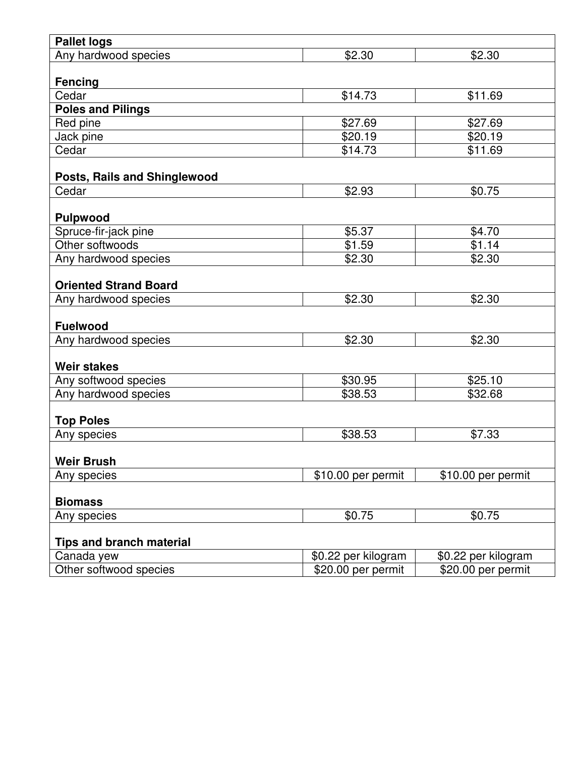| | | |
|---|---|---|
| **Pallet logs** | | |
| Any hardwood species | $2.30 | $2.30 |
| **Fencing** | | |
| Cedar | $14.73 | $11.69 |
| **Poles and Pilings** | | |
| Red pine | $27.69 | $27.69 |
| Jack pine | $20.19 | $20.19 |
| Cedar | $14.73 | $11.69 |
| **Posts, Rails and Shinglewood** | | |
| Cedar | $2.93 | $0.75 |
| **Pulpwood** | | |
| Spruce-fir-jack pine | $5.37 | $4.70 |
| Other softwoods | $1.59 | $1.14 |
| Any hardwood species | $2.30 | $2.30 |
| **Oriented Strand Board** | | |
| Any hardwood species | $2.30 | $2.30 |
| **Fuelwood** | | |
| Any hardwood species | $2.30 | $2.30 |
| **Weir stakes** | | |
| Any softwood species | $30.95 | $25.10 |
| Any hardwood species | $38.53 | $32.68 |
| **Top Poles** | | |
| Any species | $38.53 | $7.33 |
| **Weir Brush** | | |
| Any species | $10.00 per permit | $10.00 per permit |
| **Biomass** | | |
| Any species | $0.75 | $0.75 |
| **Tips and branch material** | | |
| Canada yew | $0.22 per kilogram | $0.22 per kilogram |
| Other softwood species | $20.00 per permit | $20.00 per permit |